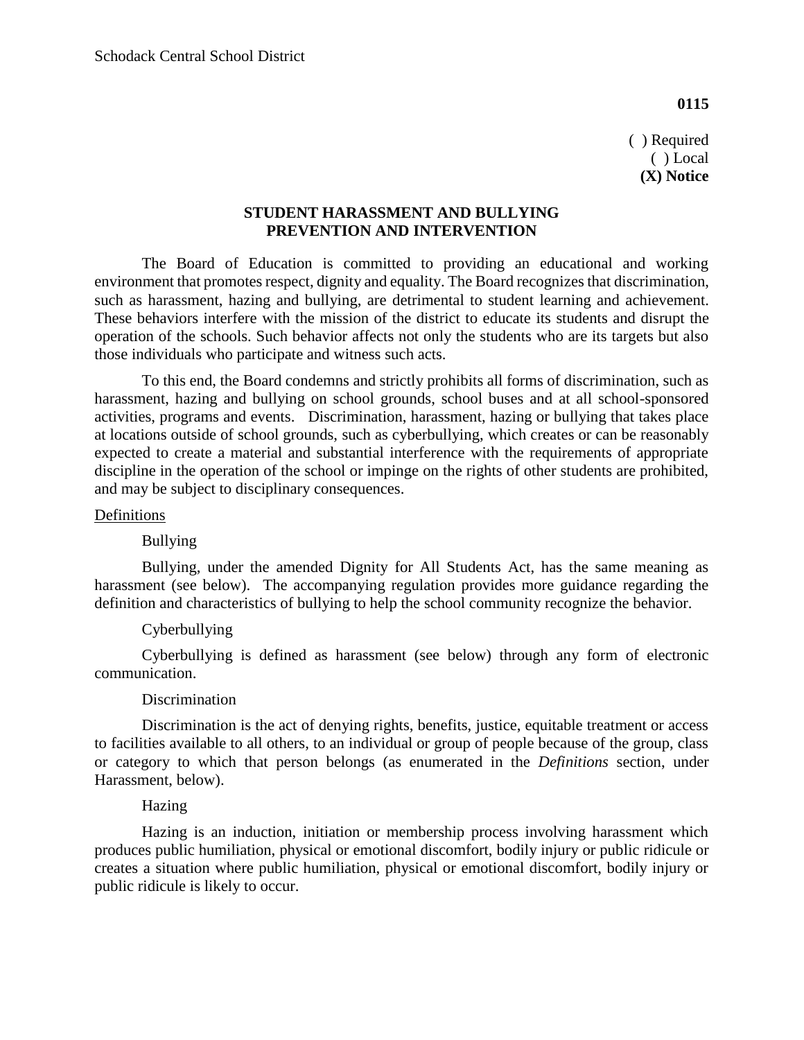Schodack Central School District

**0115**

( ) Required
( ) Local
**(X) Notice**

## STUDENT HARASSMENT AND BULLYING PREVENTION AND INTERVENTION

The Board of Education is committed to providing an educational and working environment that promotes respect, dignity and equality. The Board recognizes that discrimination, such as harassment, hazing and bullying, are detrimental to student learning and achievement. These behaviors interfere with the mission of the district to educate its students and disrupt the operation of the schools. Such behavior affects not only the students who are its targets but also those individuals who participate and witness such acts.

To this end, the Board condemns and strictly prohibits all forms of discrimination, such as harassment, hazing and bullying on school grounds, school buses and at all school-sponsored activities, programs and events. Discrimination, harassment, hazing or bullying that takes place at locations outside of school grounds, such as cyberbullying, which creates or can be reasonably expected to create a material and substantial interference with the requirements of appropriate discipline in the operation of the school or impinge on the rights of other students are prohibited, and may be subject to disciplinary consequences.

### Definitions

Bullying

Bullying, under the amended Dignity for All Students Act, has the same meaning as harassment (see below). The accompanying regulation provides more guidance regarding the definition and characteristics of bullying to help the school community recognize the behavior.

Cyberbullying

Cyberbullying is defined as harassment (see below) through any form of electronic communication.

Discrimination

Discrimination is the act of denying rights, benefits, justice, equitable treatment or access to facilities available to all others, to an individual or group of people because of the group, class or category to which that person belongs (as enumerated in the *Definitions* section, under Harassment, below).

Hazing

Hazing is an induction, initiation or membership process involving harassment which produces public humiliation, physical or emotional discomfort, bodily injury or public ridicule or creates a situation where public humiliation, physical or emotional discomfort, bodily injury or public ridicule is likely to occur.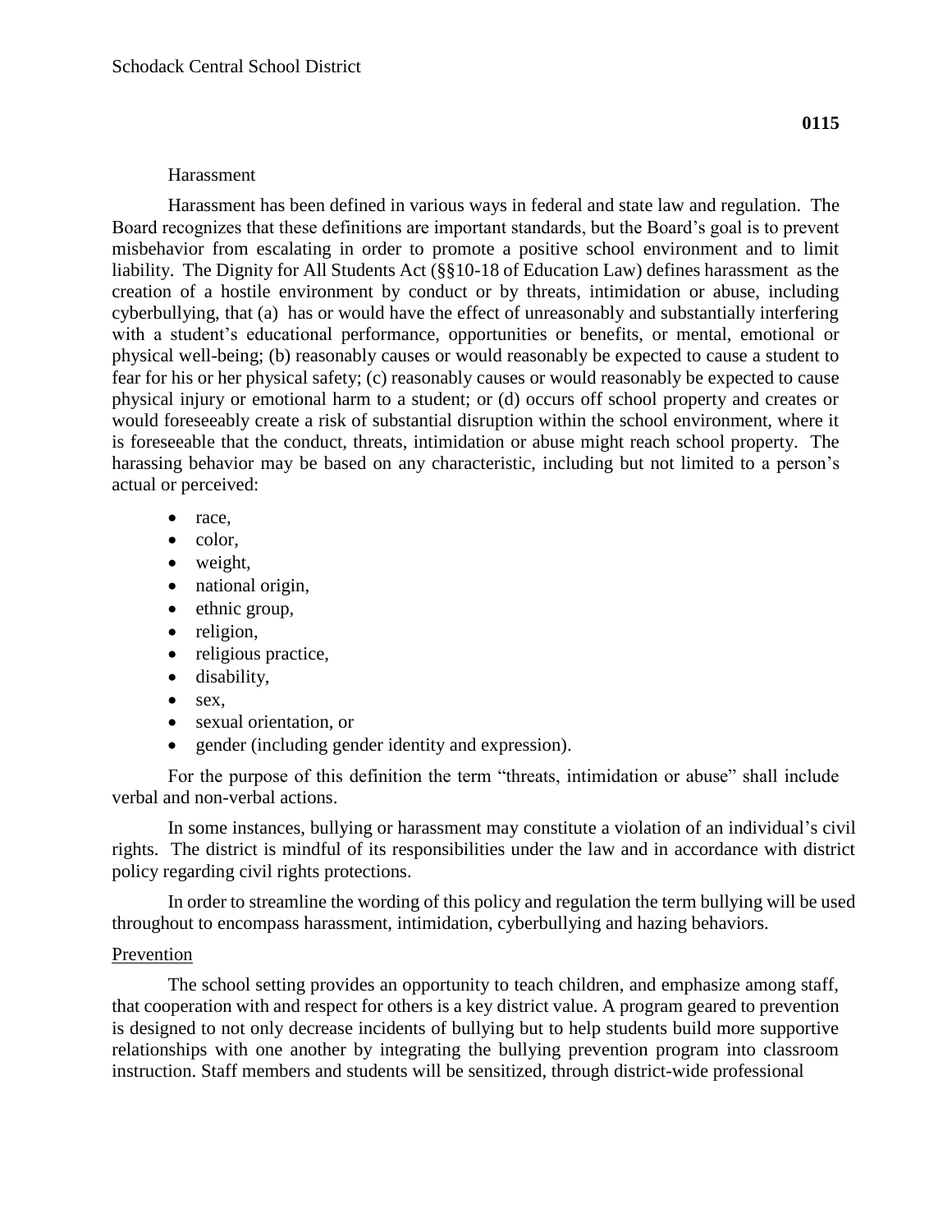Harassment

Harassment has been defined in various ways in federal and state law and regulation. The Board recognizes that these definitions are important standards, but the Board's goal is to prevent misbehavior from escalating in order to promote a positive school environment and to limit liability. The Dignity for All Students Act (§§10-18 of Education Law) defines harassment as the creation of a hostile environment by conduct or by threats, intimidation or abuse, including cyberbullying, that (a) has or would have the effect of unreasonably and substantially interfering with a student's educational performance, opportunities or benefits, or mental, emotional or physical well-being; (b) reasonably causes or would reasonably be expected to cause a student to fear for his or her physical safety; (c) reasonably causes or would reasonably be expected to cause physical injury or emotional harm to a student; or (d) occurs off school property and creates or would foreseeably create a risk of substantial disruption within the school environment, where it is foreseeable that the conduct, threats, intimidation or abuse might reach school property. The harassing behavior may be based on any characteristic, including but not limited to a person's actual or perceived:

- race,
- color,
- weight,
- national origin,
- ethnic group,
- religion,
- religious practice,
- disability,
- sex,
- sexual orientation, or
- gender (including gender identity and expression).

For the purpose of this definition the term "threats, intimidation or abuse" shall include verbal and non-verbal actions.

In some instances, bullying or harassment may constitute a violation of an individual's civil rights. The district is mindful of its responsibilities under the law and in accordance with district policy regarding civil rights protections.

In order to streamline the wording of this policy and regulation the term bullying will be used throughout to encompass harassment, intimidation, cyberbullying and hazing behaviors.

Prevention

The school setting provides an opportunity to teach children, and emphasize among staff, that cooperation with and respect for others is a key district value. A program geared to prevention is designed to not only decrease incidents of bullying but to help students build more supportive relationships with one another by integrating the bullying prevention program into classroom instruction. Staff members and students will be sensitized, through district-wide professional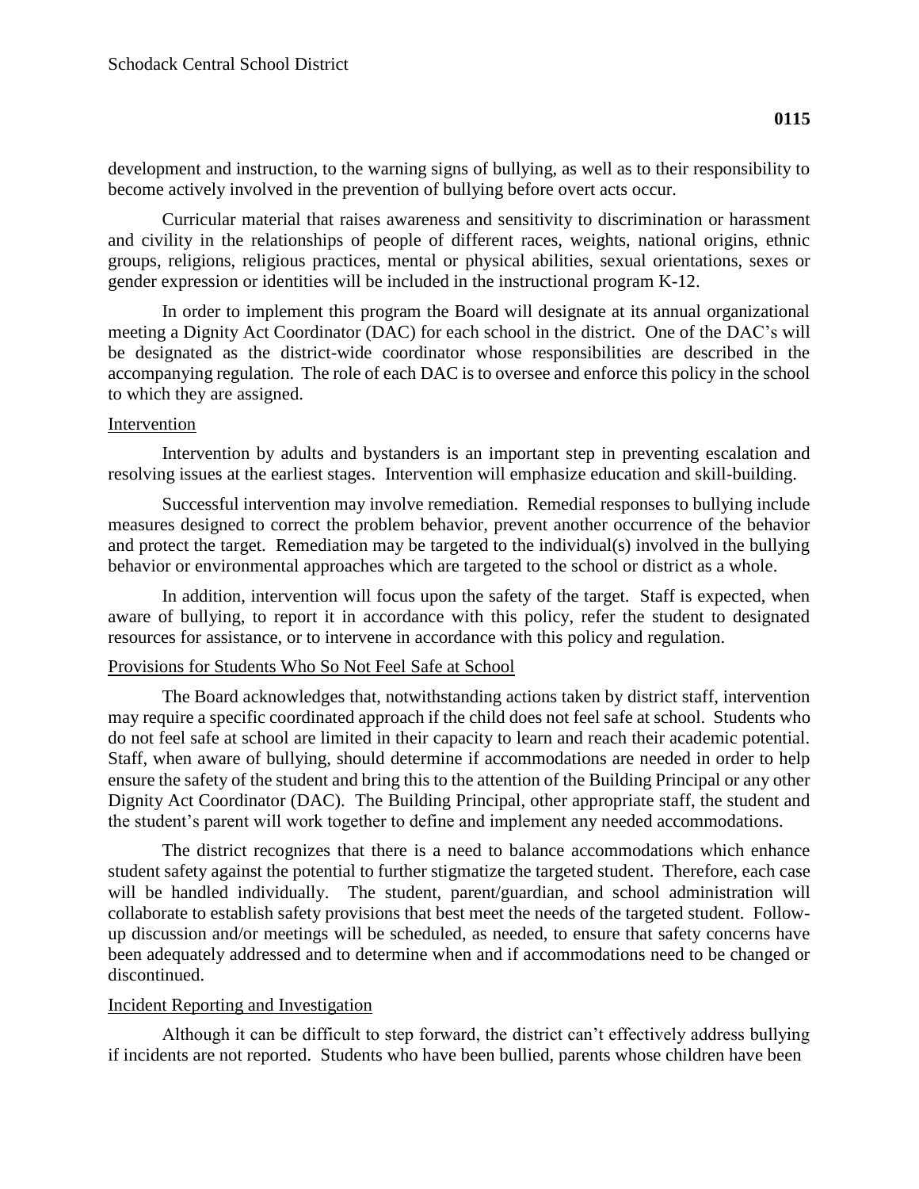development and instruction, to the warning signs of bullying, as well as to their responsibility to become actively involved in the prevention of bullying before overt acts occur.

Curricular material that raises awareness and sensitivity to discrimination or harassment and civility in the relationships of people of different races, weights, national origins, ethnic groups, religions, religious practices, mental or physical abilities, sexual orientations, sexes or gender expression or identities will be included in the instructional program K-12.

In order to implement this program the Board will designate at its annual organizational meeting a Dignity Act Coordinator (DAC) for each school in the district. One of the DAC's will be designated as the district-wide coordinator whose responsibilities are described in the accompanying regulation. The role of each DAC is to oversee and enforce this policy in the school to which they are assigned.

## Intervention

Intervention by adults and bystanders is an important step in preventing escalation and resolving issues at the earliest stages. Intervention will emphasize education and skill-building.

Successful intervention may involve remediation. Remedial responses to bullying include measures designed to correct the problem behavior, prevent another occurrence of the behavior and protect the target. Remediation may be targeted to the individual(s) involved in the bullying behavior or environmental approaches which are targeted to the school or district as a whole.

In addition, intervention will focus upon the safety of the target. Staff is expected, when aware of bullying, to report it in accordance with this policy, refer the student to designated resources for assistance, or to intervene in accordance with this policy and regulation.

## Provisions for Students Who So Not Feel Safe at School

The Board acknowledges that, notwithstanding actions taken by district staff, intervention may require a specific coordinated approach if the child does not feel safe at school. Students who do not feel safe at school are limited in their capacity to learn and reach their academic potential. Staff, when aware of bullying, should determine if accommodations are needed in order to help ensure the safety of the student and bring this to the attention of the Building Principal or any other Dignity Act Coordinator (DAC). The Building Principal, other appropriate staff, the student and the student's parent will work together to define and implement any needed accommodations.

The district recognizes that there is a need to balance accommodations which enhance student safety against the potential to further stigmatize the targeted student. Therefore, each case will be handled individually. The student, parent/guardian, and school administration will collaborate to establish safety provisions that best meet the needs of the targeted student. Follow-up discussion and/or meetings will be scheduled, as needed, to ensure that safety concerns have been adequately addressed and to determine when and if accommodations need to be changed or discontinued.

## Incident Reporting and Investigation

Although it can be difficult to step forward, the district can't effectively address bullying if incidents are not reported. Students who have been bullied, parents whose children have been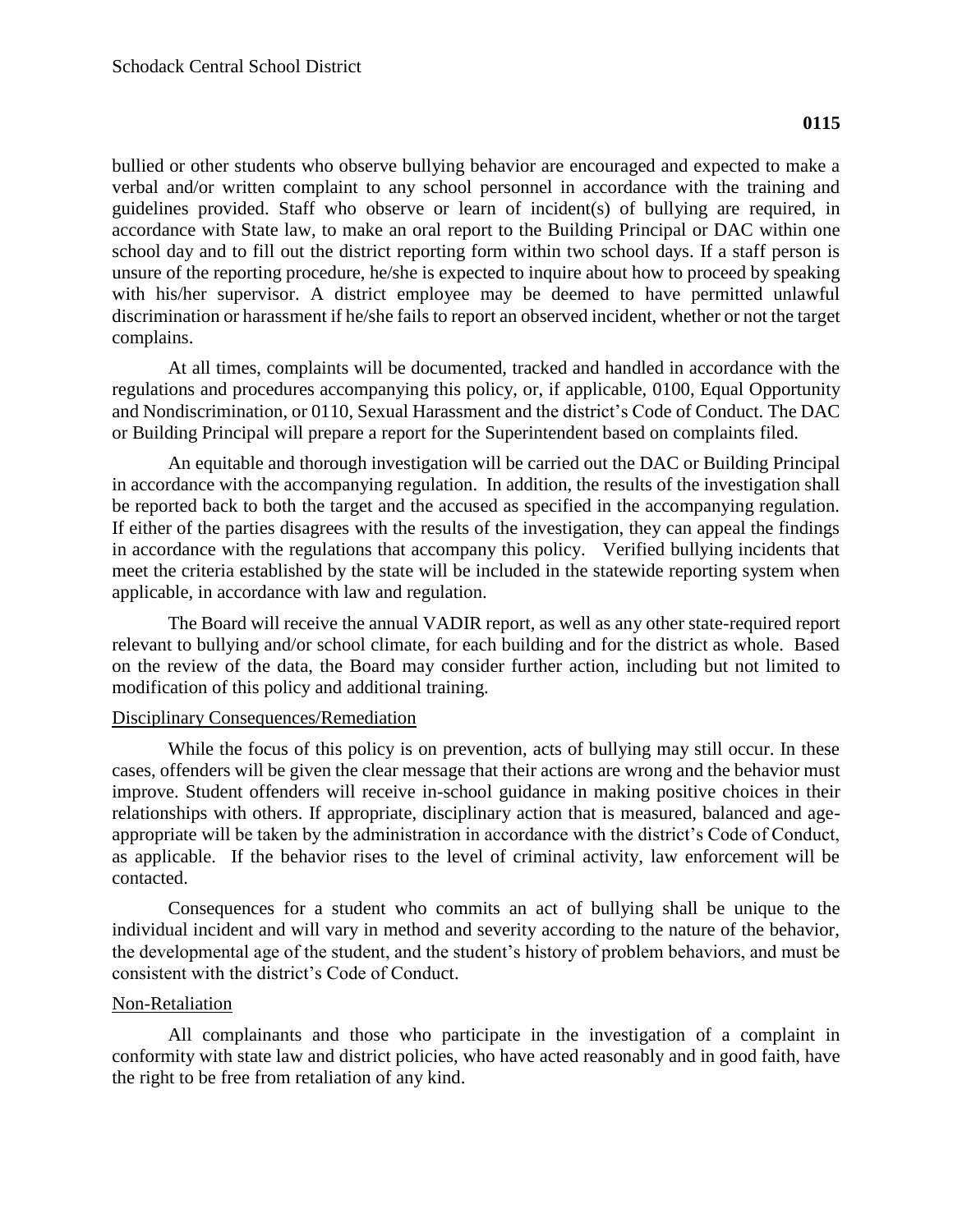bullied or other students who observe bullying behavior are encouraged and expected to make a verbal and/or written complaint to any school personnel in accordance with the training and guidelines provided. Staff who observe or learn of incident(s) of bullying are required, in accordance with State law, to make an oral report to the Building Principal or DAC within one school day and to fill out the district reporting form within two school days. If a staff person is unsure of the reporting procedure, he/she is expected to inquire about how to proceed by speaking with his/her supervisor. A district employee may be deemed to have permitted unlawful discrimination or harassment if he/she fails to report an observed incident, whether or not the target complains.

At all times, complaints will be documented, tracked and handled in accordance with the regulations and procedures accompanying this policy, or, if applicable, 0100, Equal Opportunity and Nondiscrimination, or 0110, Sexual Harassment and the district's Code of Conduct. The DAC or Building Principal will prepare a report for the Superintendent based on complaints filed.

An equitable and thorough investigation will be carried out the DAC or Building Principal in accordance with the accompanying regulation. In addition, the results of the investigation shall be reported back to both the target and the accused as specified in the accompanying regulation. If either of the parties disagrees with the results of the investigation, they can appeal the findings in accordance with the regulations that accompany this policy. Verified bullying incidents that meet the criteria established by the state will be included in the statewide reporting system when applicable, in accordance with law and regulation.

The Board will receive the annual VADIR report, as well as any other state-required report relevant to bullying and/or school climate, for each building and for the district as whole. Based on the review of the data, the Board may consider further action, including but not limited to modification of this policy and additional training.

## Disciplinary Consequences/Remediation

While the focus of this policy is on prevention, acts of bullying may still occur. In these cases, offenders will be given the clear message that their actions are wrong and the behavior must improve. Student offenders will receive in-school guidance in making positive choices in their relationships with others. If appropriate, disciplinary action that is measured, balanced and age-appropriate will be taken by the administration in accordance with the district's Code of Conduct, as applicable. If the behavior rises to the level of criminal activity, law enforcement will be contacted.

Consequences for a student who commits an act of bullying shall be unique to the individual incident and will vary in method and severity according to the nature of the behavior, the developmental age of the student, and the student's history of problem behaviors, and must be consistent with the district's Code of Conduct.

## Non-Retaliation

All complainants and those who participate in the investigation of a complaint in conformity with state law and district policies, who have acted reasonably and in good faith, have the right to be free from retaliation of any kind.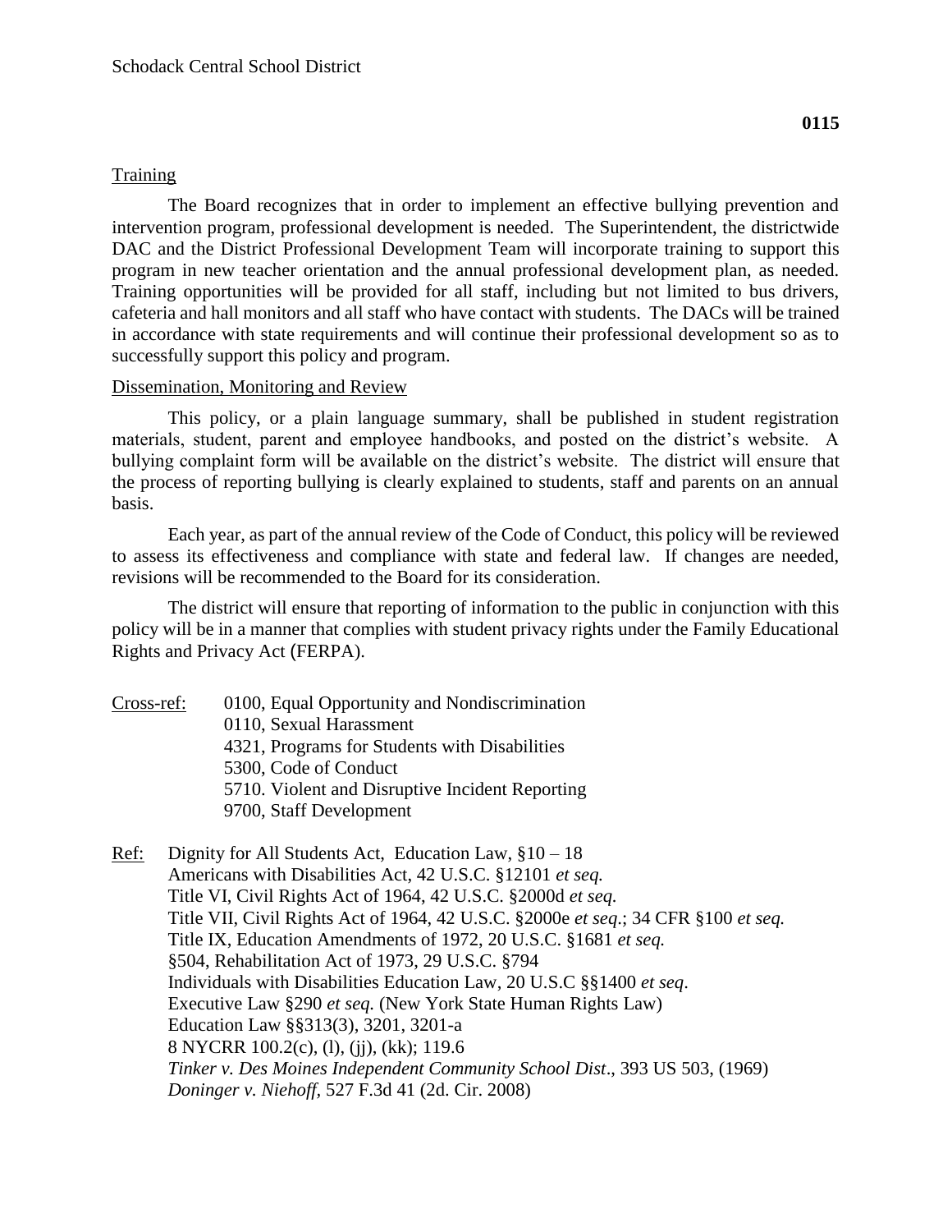## Training

The Board recognizes that in order to implement an effective bullying prevention and intervention program, professional development is needed. The Superintendent, the districtwide DAC and the District Professional Development Team will incorporate training to support this program in new teacher orientation and the annual professional development plan, as needed. Training opportunities will be provided for all staff, including but not limited to bus drivers, cafeteria and hall monitors and all staff who have contact with students. The DACs will be trained in accordance with state requirements and will continue their professional development so as to successfully support this policy and program.

## Dissemination, Monitoring and Review

This policy, or a plain language summary, shall be published in student registration materials, student, parent and employee handbooks, and posted on the district's website. A bullying complaint form will be available on the district's website. The district will ensure that the process of reporting bullying is clearly explained to students, staff and parents on an annual basis.

Each year, as part of the annual review of the Code of Conduct, this policy will be reviewed to assess its effectiveness and compliance with state and federal law. If changes are needed, revisions will be recommended to the Board for its consideration.

The district will ensure that reporting of information to the public in conjunction with this policy will be in a manner that complies with student privacy rights under the Family Educational Rights and Privacy Act (FERPA).

Cross-ref:
- 0100, Equal Opportunity and Nondiscrimination
- 0110, Sexual Harassment
- 4321, Programs for Students with Disabilities
- 5300, Code of Conduct
- 5710. Violent and Disruptive Incident Reporting
- 9700, Staff Development

Ref:
- Dignity for All Students Act, Education Law, §10 – 18
- Americans with Disabilities Act, 42 U.S.C. §12101 *et seq.*
- Title VI, Civil Rights Act of 1964, 42 U.S.C. §2000d *et seq.*
- Title VII, Civil Rights Act of 1964, 42 U.S.C. §2000e *et seq*.; 34 CFR §100 *et seq.*
- Title IX, Education Amendments of 1972, 20 U.S.C. §1681 *et seq.*
- §504, Rehabilitation Act of 1973, 29 U.S.C. §794
- Individuals with Disabilities Education Law, 20 U.S.C §§1400 *et seq*.
- Executive Law §290 *et seq.* (New York State Human Rights Law)
- Education Law §§313(3), 3201, 3201-a
- 8 NYCRR 100.2(c), (l), (jj), (kk); 119.6
- *Tinker v. Des Moines Independent Community School Dist*., 393 US 503, (1969)
- *Doninger v. Niehoff,* 527 F.3d 41 (2d. Cir. 2008)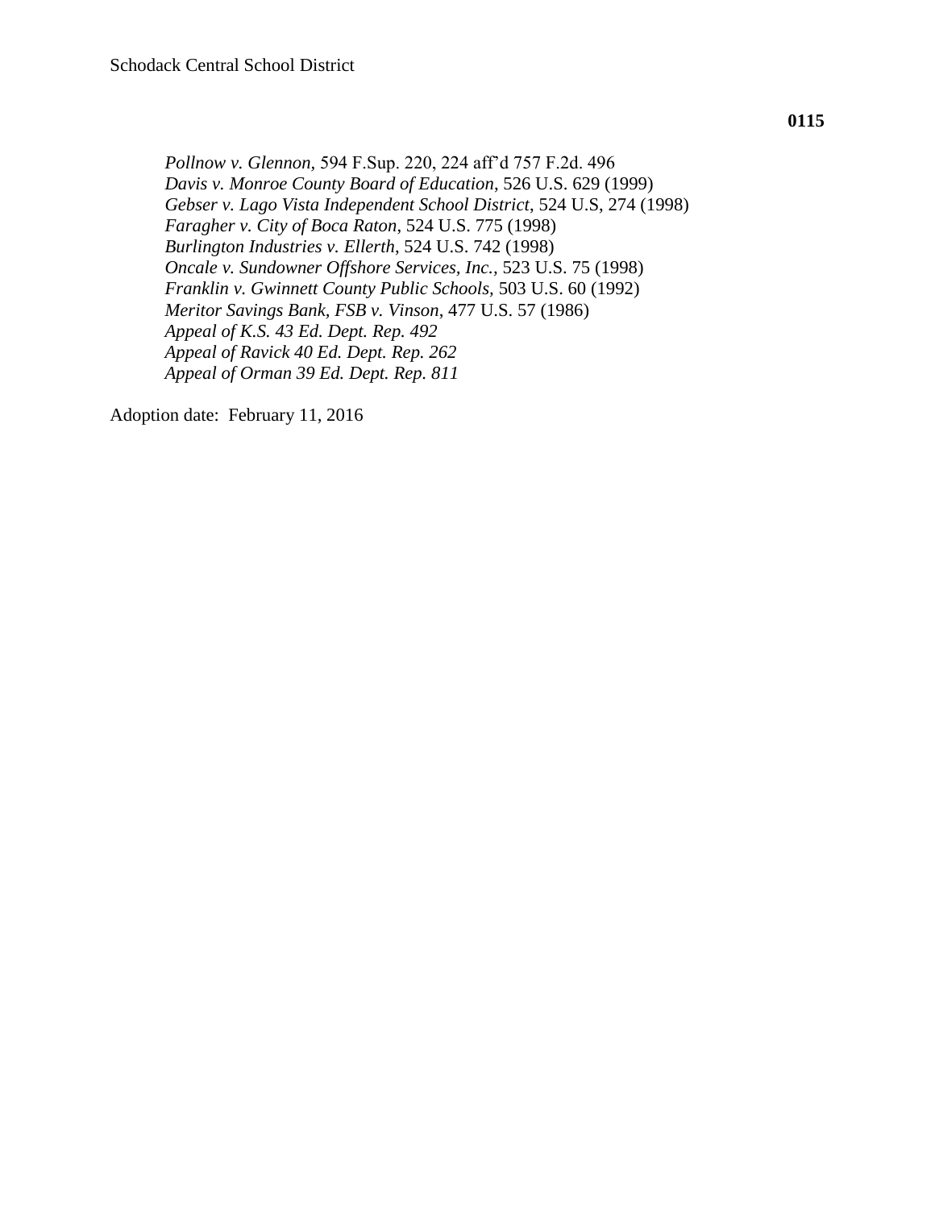*Pollnow v. Glennon*, 594 F.Sup. 220, 224 aff'd 757 F.2d. 496
*Davis v. Monroe County Board of Education*, 526 U.S. 629 (1999)
*Gebser v. Lago Vista Independent School District*, 524 U.S, 274 (1998)
*Faragher v. City of Boca Raton*, 524 U.S. 775 (1998)
*Burlington Industries v. Ellerth*, 524 U.S. 742 (1998)
*Oncale v. Sundowner Offshore Services, Inc.,* 523 U.S. 75 (1998)
*Franklin v. Gwinnett County Public Schools,* 503 U.S. 60 (1992)
*Meritor Savings Bank, FSB v. Vinson*, 477 U.S. 57 (1986)
*Appeal of K.S. 43 Ed. Dept. Rep. 492*
*Appeal of Ravick 40 Ed. Dept. Rep. 262*
*Appeal of Orman 39 Ed. Dept. Rep. 811*

Adoption date: February 11, 2016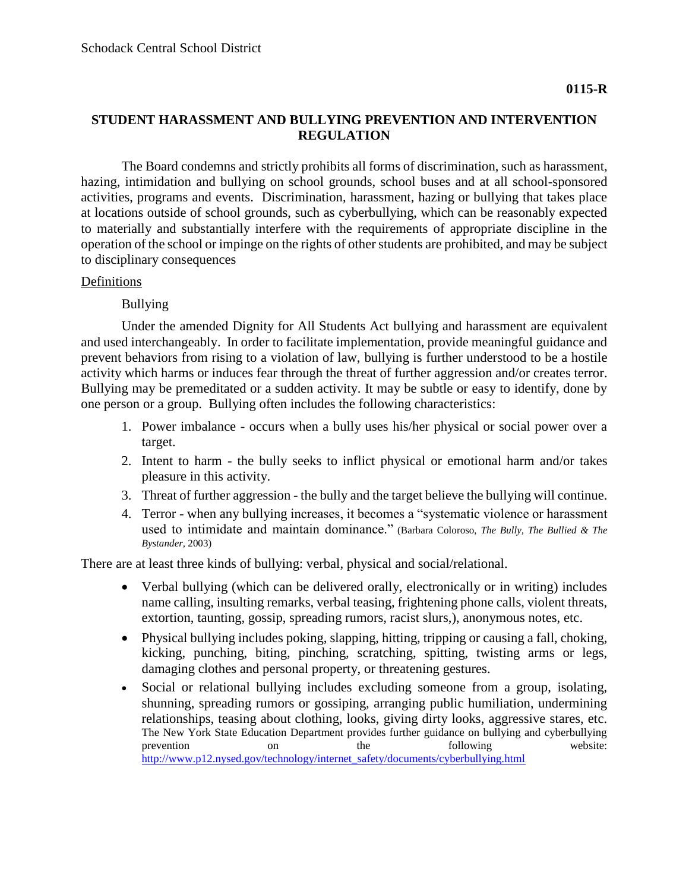Schodack Central School District

**0115-R**

## STUDENT HARASSMENT AND BULLYING PREVENTION AND INTERVENTION REGULATION

The Board condemns and strictly prohibits all forms of discrimination, such as harassment, hazing, intimidation and bullying on school grounds, school buses and at all school-sponsored activities, programs and events. Discrimination, harassment, hazing or bullying that takes place at locations outside of school grounds, such as cyberbullying, which can be reasonably expected to materially and substantially interfere with the requirements of appropriate discipline in the operation of the school or impinge on the rights of other students are prohibited, and may be subject to disciplinary consequences

Definitions

Bullying

Under the amended Dignity for All Students Act bullying and harassment are equivalent and used interchangeably. In order to facilitate implementation, provide meaningful guidance and prevent behaviors from rising to a violation of law, bullying is further understood to be a hostile activity which harms or induces fear through the threat of further aggression and/or creates terror. Bullying may be premeditated or a sudden activity. It may be subtle or easy to identify, done by one person or a group. Bullying often includes the following characteristics:

1. Power imbalance - occurs when a bully uses his/her physical or social power over a target.
2. Intent to harm - the bully seeks to inflict physical or emotional harm and/or takes pleasure in this activity.
3. Threat of further aggression - the bully and the target believe the bullying will continue.
4. Terror - when any bullying increases, it becomes a "systematic violence or harassment used to intimidate and maintain dominance." (Barbara Coloroso, *The Bully, The Bullied & The Bystander*, 2003)

There are at least three kinds of bullying: verbal, physical and social/relational.

- Verbal bullying (which can be delivered orally, electronically or in writing) includes name calling, insulting remarks, verbal teasing, frightening phone calls, violent threats, extortion, taunting, gossip, spreading rumors, racist slurs,), anonymous notes, etc.
- Physical bullying includes poking, slapping, hitting, tripping or causing a fall, choking, kicking, punching, biting, pinching, scratching, spitting, twisting arms or legs, damaging clothes and personal property, or threatening gestures.
- Social or relational bullying includes excluding someone from a group, isolating, shunning, spreading rumors or gossiping, arranging public humiliation, undermining relationships, teasing about clothing, looks, giving dirty looks, aggressive stares, etc. The New York State Education Department provides further guidance on bullying and cyberbullying prevention on the following website: http://www.p12.nysed.gov/technology/internet_safety/documents/cyberbullying.html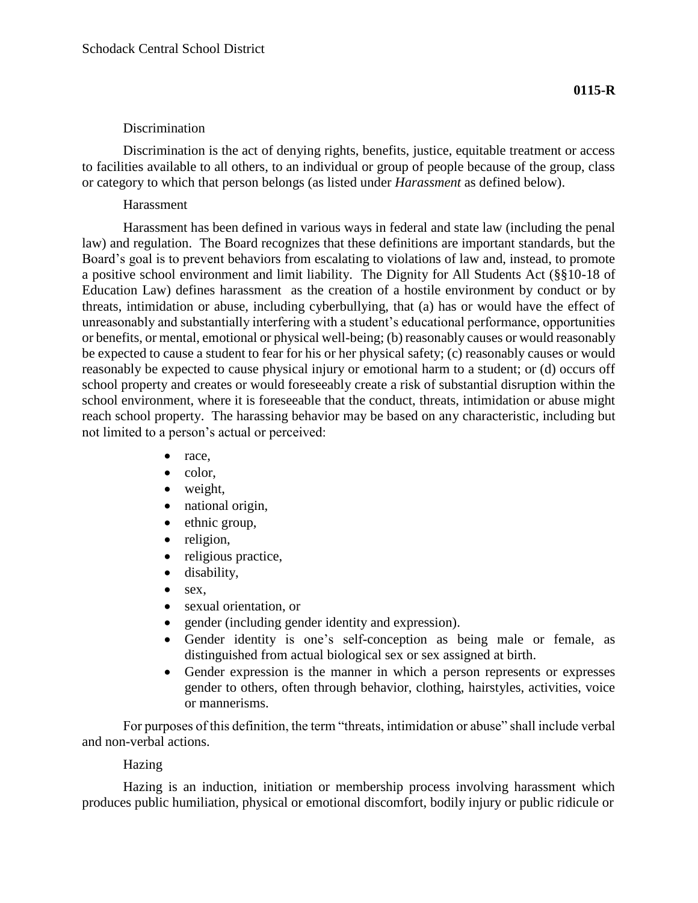Discrimination

Discrimination is the act of denying rights, benefits, justice, equitable treatment or access to facilities available to all others, to an individual or group of people because of the group, class or category to which that person belongs (as listed under *Harassment* as defined below).

Harassment

Harassment has been defined in various ways in federal and state law (including the penal law) and regulation. The Board recognizes that these definitions are important standards, but the Board's goal is to prevent behaviors from escalating to violations of law and, instead, to promote a positive school environment and limit liability. The Dignity for All Students Act (§§10-18 of Education Law) defines harassment as the creation of a hostile environment by conduct or by threats, intimidation or abuse, including cyberbullying, that (a) has or would have the effect of unreasonably and substantially interfering with a student's educational performance, opportunities or benefits, or mental, emotional or physical well-being; (b) reasonably causes or would reasonably be expected to cause a student to fear for his or her physical safety; (c) reasonably causes or would reasonably be expected to cause physical injury or emotional harm to a student; or (d) occurs off school property and creates or would foreseeably create a risk of substantial disruption within the school environment, where it is foreseeable that the conduct, threats, intimidation or abuse might reach school property. The harassing behavior may be based on any characteristic, including but not limited to a person's actual or perceived:

- race,
- color,
- weight,
- national origin,
- ethnic group,
- religion,
- religious practice,
- disability,
- sex,
- sexual orientation, or
- gender (including gender identity and expression).
- Gender identity is one's self-conception as being male or female, as distinguished from actual biological sex or sex assigned at birth.
- Gender expression is the manner in which a person represents or expresses gender to others, often through behavior, clothing, hairstyles, activities, voice or mannerisms.

For purposes of this definition, the term "threats, intimidation or abuse" shall include verbal and non-verbal actions.

Hazing

Hazing is an induction, initiation or membership process involving harassment which produces public humiliation, physical or emotional discomfort, bodily injury or public ridicule or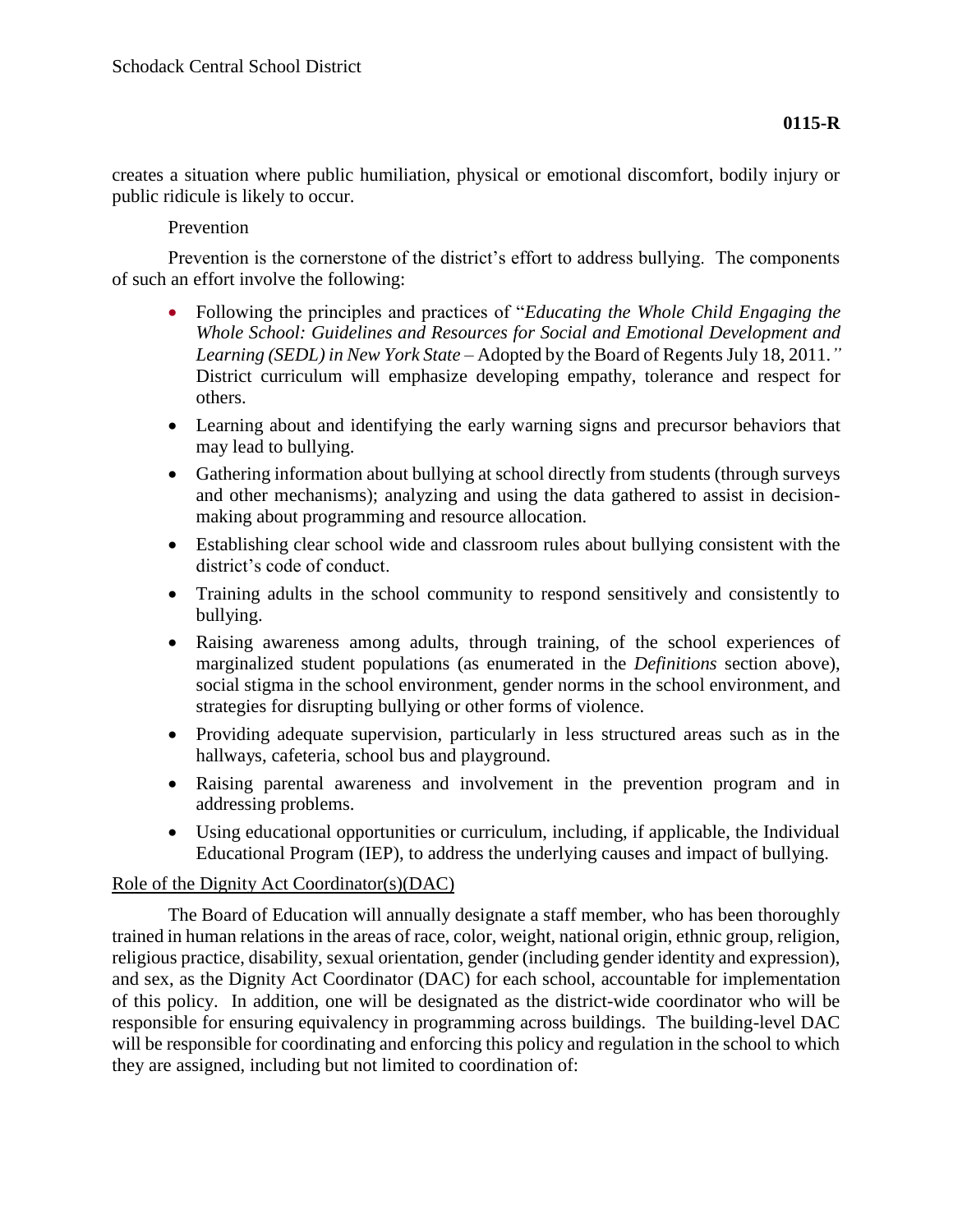creates a situation where public humiliation, physical or emotional discomfort, bodily injury or public ridicule is likely to occur.

Prevention

Prevention is the cornerstone of the district's effort to address bullying. The components of such an effort involve the following:

- Following the principles and practices of "*Educating the Whole Child Engaging the Whole School: Guidelines and Resources for Social and Emotional Development and Learning (SEDL) in New York State* – Adopted by the Board of Regents July 18, 2011." District curriculum will emphasize developing empathy, tolerance and respect for others.
- Learning about and identifying the early warning signs and precursor behaviors that may lead to bullying.
- Gathering information about bullying at school directly from students (through surveys and other mechanisms); analyzing and using the data gathered to assist in decision-making about programming and resource allocation.
- Establishing clear school wide and classroom rules about bullying consistent with the district's code of conduct.
- Training adults in the school community to respond sensitively and consistently to bullying.
- Raising awareness among adults, through training, of the school experiences of marginalized student populations (as enumerated in the *Definitions* section above), social stigma in the school environment, gender norms in the school environment, and strategies for disrupting bullying or other forms of violence.
- Providing adequate supervision, particularly in less structured areas such as in the hallways, cafeteria, school bus and playground.
- Raising parental awareness and involvement in the prevention program and in addressing problems.
- Using educational opportunities or curriculum, including, if applicable, the Individual Educational Program (IEP), to address the underlying causes and impact of bullying.

Role of the Dignity Act Coordinator(s)(DAC)

The Board of Education will annually designate a staff member, who has been thoroughly trained in human relations in the areas of race, color, weight, national origin, ethnic group, religion, religious practice, disability, sexual orientation, gender (including gender identity and expression), and sex, as the Dignity Act Coordinator (DAC) for each school, accountable for implementation of this policy. In addition, one will be designated as the district-wide coordinator who will be responsible for ensuring equivalency in programming across buildings. The building-level DAC will be responsible for coordinating and enforcing this policy and regulation in the school to which they are assigned, including but not limited to coordination of: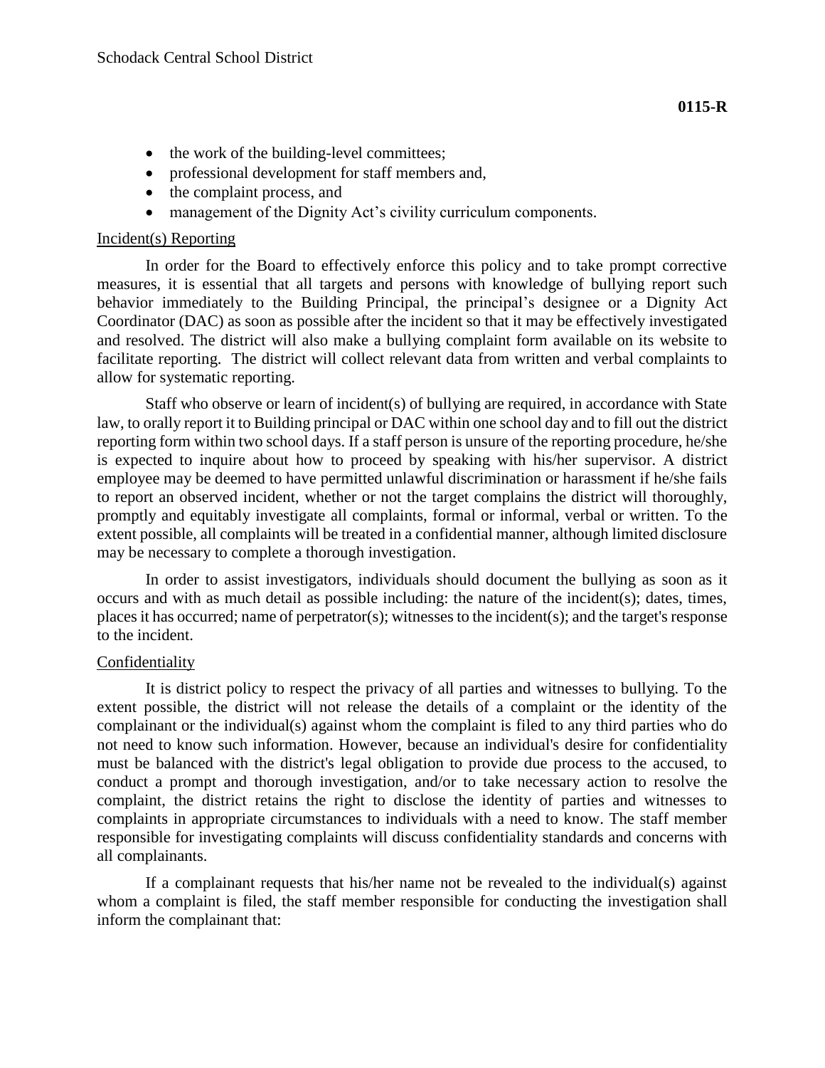- the work of the building-level committees;
- professional development for staff members and,
- the complaint process, and
- management of the Dignity Act's civility curriculum components.

Incident(s) Reporting

In order for the Board to effectively enforce this policy and to take prompt corrective measures, it is essential that all targets and persons with knowledge of bullying report such behavior immediately to the Building Principal, the principal's designee or a Dignity Act Coordinator (DAC) as soon as possible after the incident so that it may be effectively investigated and resolved. The district will also make a bullying complaint form available on its website to facilitate reporting. The district will collect relevant data from written and verbal complaints to allow for systematic reporting.

Staff who observe or learn of incident(s) of bullying are required, in accordance with State law, to orally report it to Building principal or DAC within one school day and to fill out the district reporting form within two school days. If a staff person is unsure of the reporting procedure, he/she is expected to inquire about how to proceed by speaking with his/her supervisor. A district employee may be deemed to have permitted unlawful discrimination or harassment if he/she fails to report an observed incident, whether or not the target complains the district will thoroughly, promptly and equitably investigate all complaints, formal or informal, verbal or written. To the extent possible, all complaints will be treated in a confidential manner, although limited disclosure may be necessary to complete a thorough investigation.

In order to assist investigators, individuals should document the bullying as soon as it occurs and with as much detail as possible including: the nature of the incident(s); dates, times, places it has occurred; name of perpetrator(s); witnesses to the incident(s); and the target's response to the incident.

Confidentiality

It is district policy to respect the privacy of all parties and witnesses to bullying. To the extent possible, the district will not release the details of a complaint or the identity of the complainant or the individual(s) against whom the complaint is filed to any third parties who do not need to know such information. However, because an individual's desire for confidentiality must be balanced with the district's legal obligation to provide due process to the accused, to conduct a prompt and thorough investigation, and/or to take necessary action to resolve the complaint, the district retains the right to disclose the identity of parties and witnesses to complaints in appropriate circumstances to individuals with a need to know. The staff member responsible for investigating complaints will discuss confidentiality standards and concerns with all complainants.

If a complainant requests that his/her name not be revealed to the individual(s) against whom a complaint is filed, the staff member responsible for conducting the investigation shall inform the complainant that: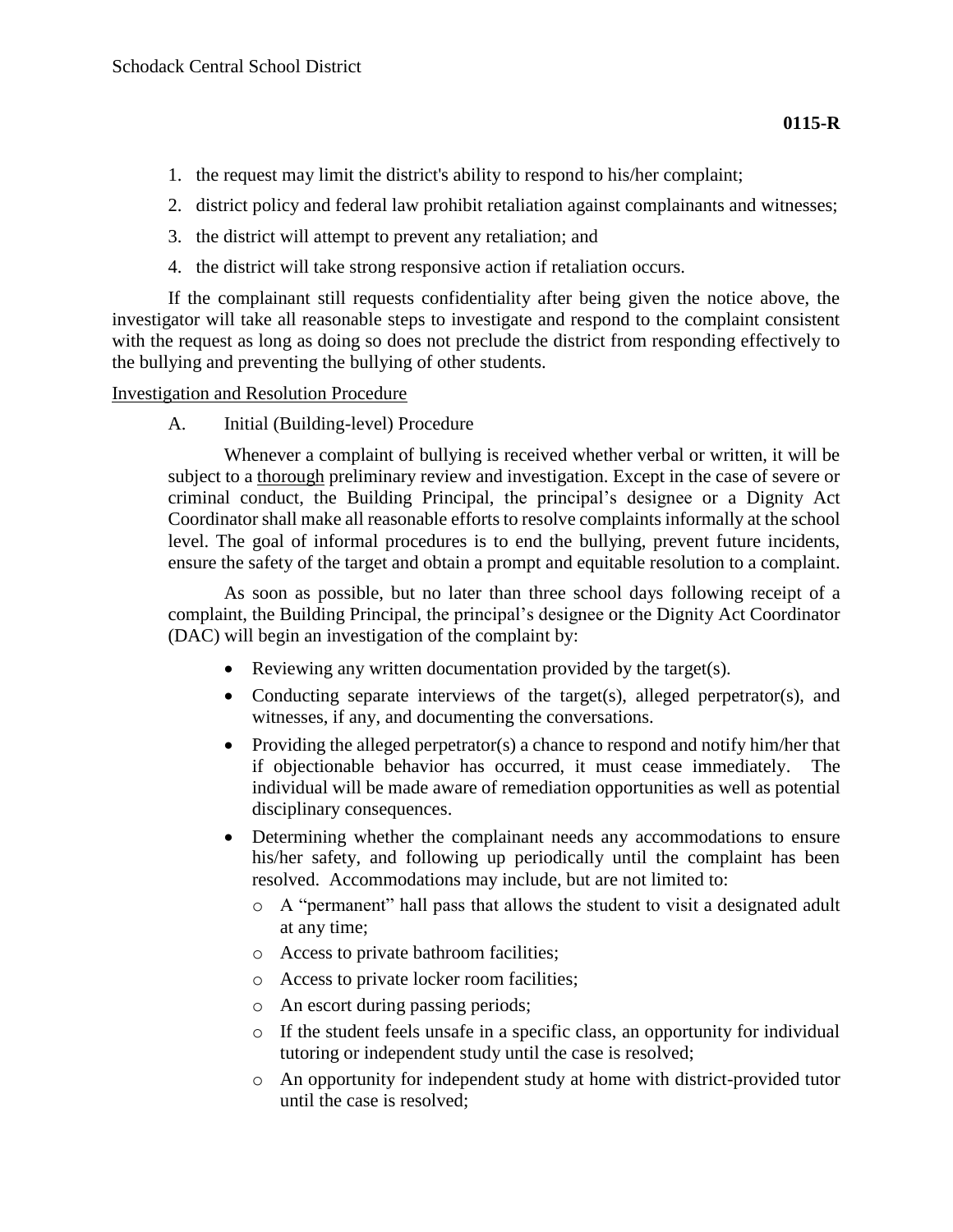1. the request may limit the district's ability to respond to his/her complaint;
2. district policy and federal law prohibit retaliation against complainants and witnesses;
3. the district will attempt to prevent any retaliation; and
4. the district will take strong responsive action if retaliation occurs.

If the complainant still requests confidentiality after being given the notice above, the investigator will take all reasonable steps to investigate and respond to the complaint consistent with the request as long as doing so does not preclude the district from responding effectively to the bullying and preventing the bullying of other students.

Investigation and Resolution Procedure

A. Initial (Building-level) Procedure

Whenever a complaint of bullying is received whether verbal or written, it will be subject to a thorough preliminary review and investigation. Except in the case of severe or criminal conduct, the Building Principal, the principal's designee or a Dignity Act Coordinator shall make all reasonable efforts to resolve complaints informally at the school level. The goal of informal procedures is to end the bullying, prevent future incidents, ensure the safety of the target and obtain a prompt and equitable resolution to a complaint.

As soon as possible, but no later than three school days following receipt of a complaint, the Building Principal, the principal's designee or the Dignity Act Coordinator (DAC) will begin an investigation of the complaint by:

- Reviewing any written documentation provided by the target(s).
- Conducting separate interviews of the target(s), alleged perpetrator(s), and witnesses, if any, and documenting the conversations.
- Providing the alleged perpetrator(s) a chance to respond and notify him/her that if objectionable behavior has occurred, it must cease immediately. The individual will be made aware of remediation opportunities as well as potential disciplinary consequences.
- Determining whether the complainant needs any accommodations to ensure his/her safety, and following up periodically until the complaint has been resolved. Accommodations may include, but are not limited to:
  - A "permanent" hall pass that allows the student to visit a designated adult at any time;
  - Access to private bathroom facilities;
  - Access to private locker room facilities;
  - An escort during passing periods;
  - If the student feels unsafe in a specific class, an opportunity for individual tutoring or independent study until the case is resolved;
  - An opportunity for independent study at home with district-provided tutor until the case is resolved;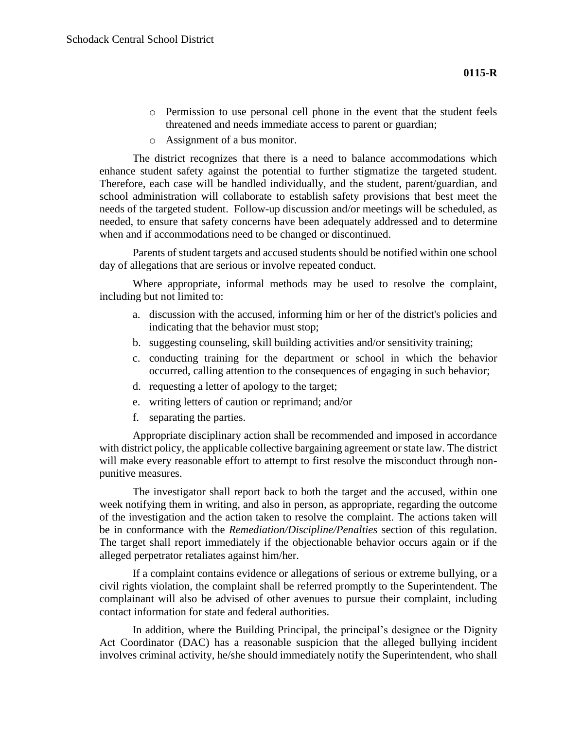- Permission to use personal cell phone in the event that the student feels threatened and needs immediate access to parent or guardian;
- Assignment of a bus monitor.

The district recognizes that there is a need to balance accommodations which enhance student safety against the potential to further stigmatize the targeted student. Therefore, each case will be handled individually, and the student, parent/guardian, and school administration will collaborate to establish safety provisions that best meet the needs of the targeted student. Follow-up discussion and/or meetings will be scheduled, as needed, to ensure that safety concerns have been adequately addressed and to determine when and if accommodations need to be changed or discontinued.

Parents of student targets and accused students should be notified within one school day of allegations that are serious or involve repeated conduct.

Where appropriate, informal methods may be used to resolve the complaint, including but not limited to:

a. discussion with the accused, informing him or her of the district's policies and indicating that the behavior must stop;
b. suggesting counseling, skill building activities and/or sensitivity training;
c. conducting training for the department or school in which the behavior occurred, calling attention to the consequences of engaging in such behavior;
d. requesting a letter of apology to the target;
e. writing letters of caution or reprimand; and/or
f. separating the parties.

Appropriate disciplinary action shall be recommended and imposed in accordance with district policy, the applicable collective bargaining agreement or state law. The district will make every reasonable effort to attempt to first resolve the misconduct through non-punitive measures.

The investigator shall report back to both the target and the accused, within one week notifying them in writing, and also in person, as appropriate, regarding the outcome of the investigation and the action taken to resolve the complaint. The actions taken will be in conformance with the *Remediation/Discipline/Penalties* section of this regulation. The target shall report immediately if the objectionable behavior occurs again or if the alleged perpetrator retaliates against him/her.

If a complaint contains evidence or allegations of serious or extreme bullying, or a civil rights violation, the complaint shall be referred promptly to the Superintendent. The complainant will also be advised of other avenues to pursue their complaint, including contact information for state and federal authorities.

In addition, where the Building Principal, the principal's designee or the Dignity Act Coordinator (DAC) has a reasonable suspicion that the alleged bullying incident involves criminal activity, he/she should immediately notify the Superintendent, who shall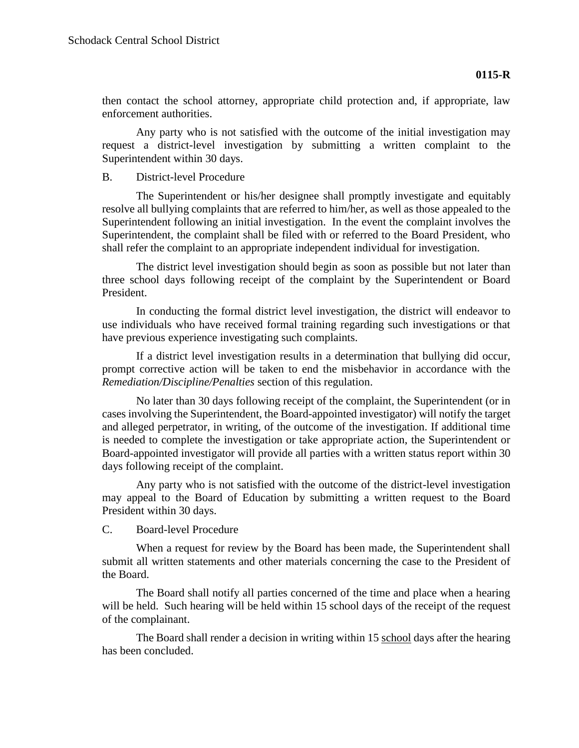then contact the school attorney, appropriate child protection and, if appropriate, law enforcement authorities.

Any party who is not satisfied with the outcome of the initial investigation may request a district-level investigation by submitting a written complaint to the Superintendent within 30 days.

B. District-level Procedure

The Superintendent or his/her designee shall promptly investigate and equitably resolve all bullying complaints that are referred to him/her, as well as those appealed to the Superintendent following an initial investigation. In the event the complaint involves the Superintendent, the complaint shall be filed with or referred to the Board President, who shall refer the complaint to an appropriate independent individual for investigation.

The district level investigation should begin as soon as possible but not later than three school days following receipt of the complaint by the Superintendent or Board President.

In conducting the formal district level investigation, the district will endeavor to use individuals who have received formal training regarding such investigations or that have previous experience investigating such complaints.

If a district level investigation results in a determination that bullying did occur, prompt corrective action will be taken to end the misbehavior in accordance with the *Remediation/Discipline/Penalties* section of this regulation.

No later than 30 days following receipt of the complaint, the Superintendent (or in cases involving the Superintendent, the Board-appointed investigator) will notify the target and alleged perpetrator, in writing, of the outcome of the investigation. If additional time is needed to complete the investigation or take appropriate action, the Superintendent or Board-appointed investigator will provide all parties with a written status report within 30 days following receipt of the complaint.

Any party who is not satisfied with the outcome of the district-level investigation may appeal to the Board of Education by submitting a written request to the Board President within 30 days.

C. Board-level Procedure

When a request for review by the Board has been made, the Superintendent shall submit all written statements and other materials concerning the case to the President of the Board.

The Board shall notify all parties concerned of the time and place when a hearing will be held. Such hearing will be held within 15 school days of the receipt of the request of the complainant.

The Board shall render a decision in writing within 15 school days after the hearing has been concluded.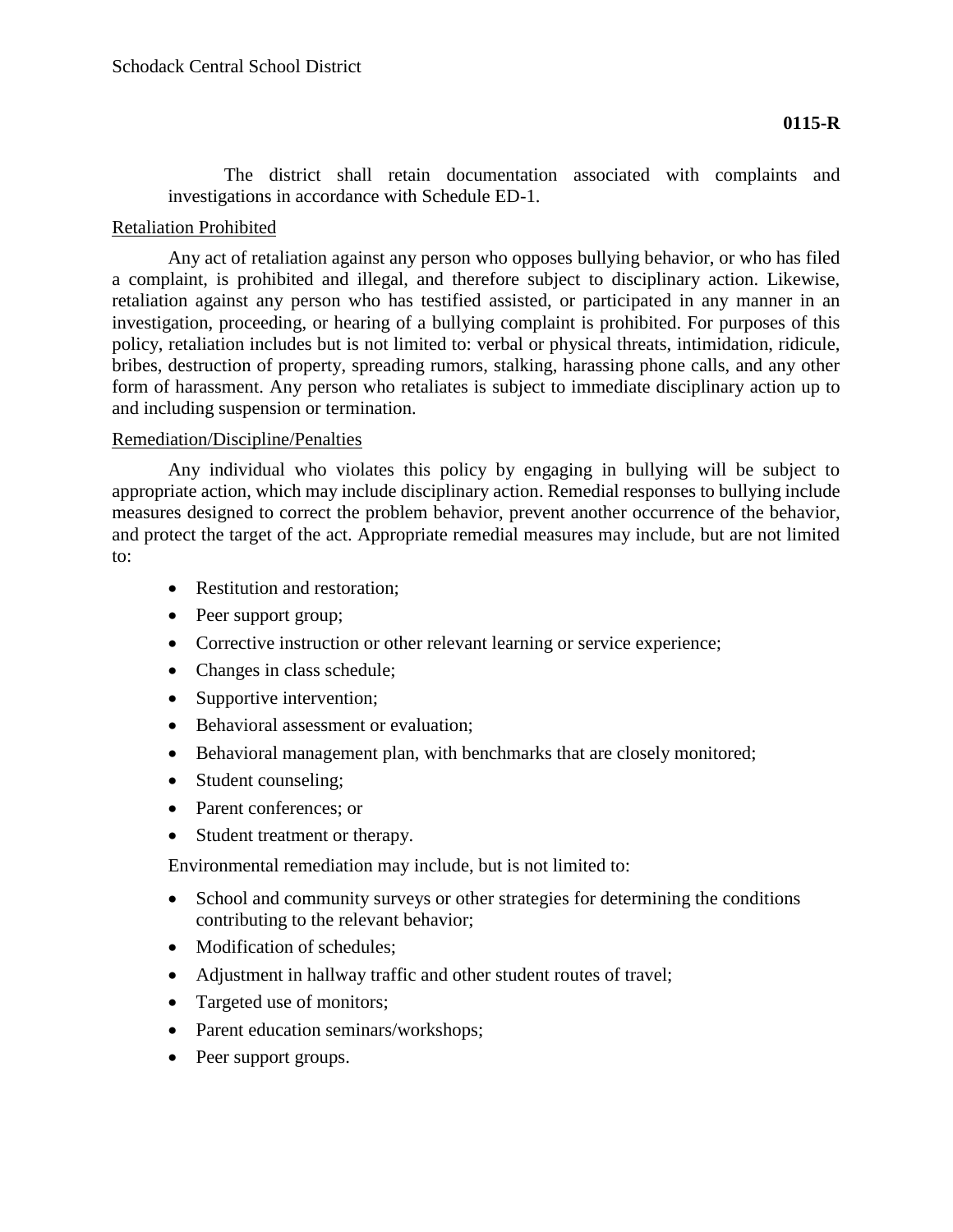The district shall retain documentation associated with complaints and investigations in accordance with Schedule ED-1.

Retaliation Prohibited

Any act of retaliation against any person who opposes bullying behavior, or who has filed a complaint, is prohibited and illegal, and therefore subject to disciplinary action. Likewise, retaliation against any person who has testified assisted, or participated in any manner in an investigation, proceeding, or hearing of a bullying complaint is prohibited. For purposes of this policy, retaliation includes but is not limited to: verbal or physical threats, intimidation, ridicule, bribes, destruction of property, spreading rumors, stalking, harassing phone calls, and any other form of harassment. Any person who retaliates is subject to immediate disciplinary action up to and including suspension or termination.

Remediation/Discipline/Penalties

Any individual who violates this policy by engaging in bullying will be subject to appropriate action, which may include disciplinary action. Remedial responses to bullying include measures designed to correct the problem behavior, prevent another occurrence of the behavior, and protect the target of the act. Appropriate remedial measures may include, but are not limited to:

- Restitution and restoration;
- Peer support group;
- Corrective instruction or other relevant learning or service experience;
- Changes in class schedule;
- Supportive intervention;
- Behavioral assessment or evaluation;
- Behavioral management plan, with benchmarks that are closely monitored;
- Student counseling;
- Parent conferences; or
- Student treatment or therapy.

Environmental remediation may include, but is not limited to:

- School and community surveys or other strategies for determining the conditions contributing to the relevant behavior;
- Modification of schedules;
- Adjustment in hallway traffic and other student routes of travel;
- Targeted use of monitors;
- Parent education seminars/workshops;
- Peer support groups.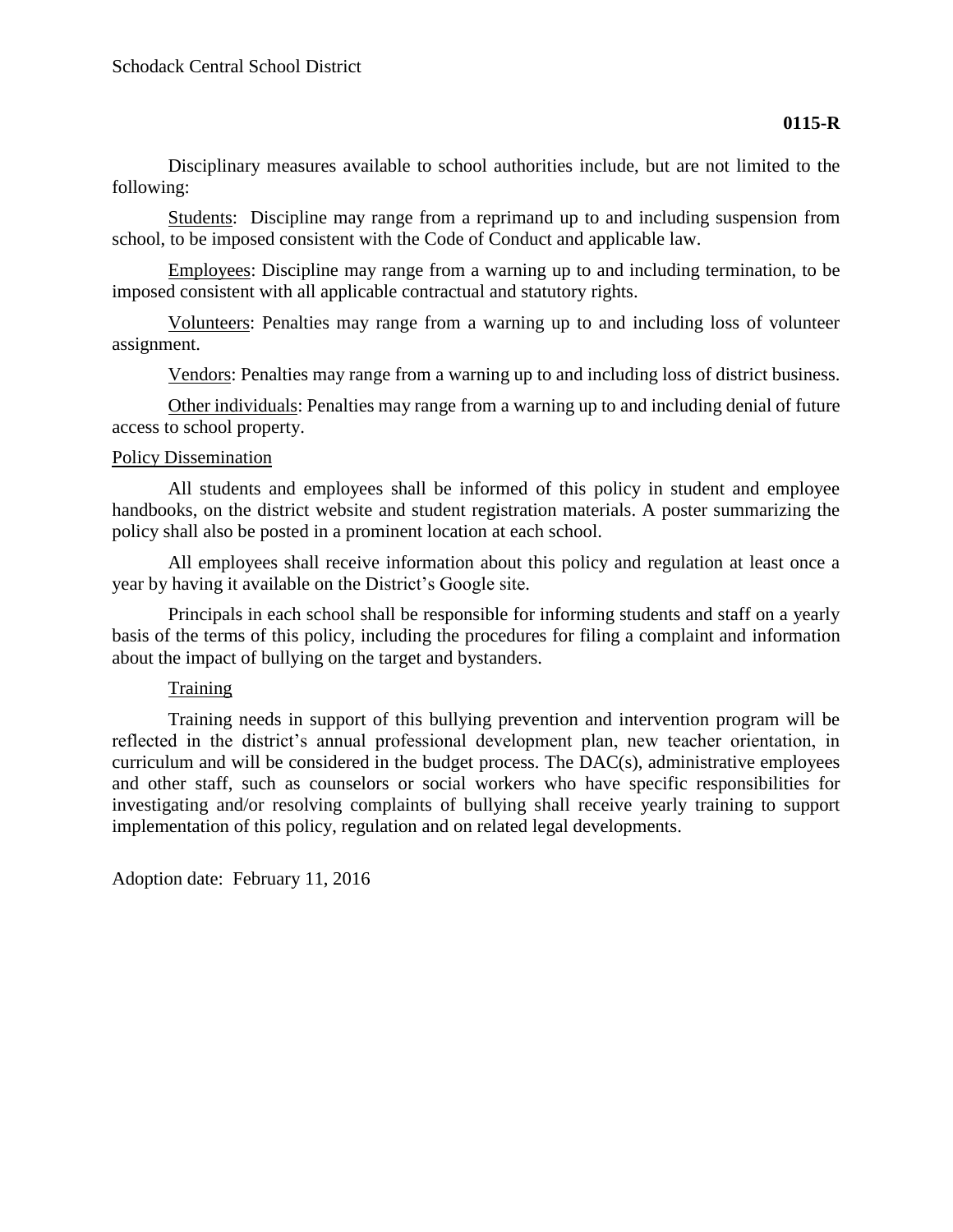Disciplinary measures available to school authorities include, but are not limited to the following:

Students: Discipline may range from a reprimand up to and including suspension from school, to be imposed consistent with the Code of Conduct and applicable law.

Employees: Discipline may range from a warning up to and including termination, to be imposed consistent with all applicable contractual and statutory rights.

Volunteers: Penalties may range from a warning up to and including loss of volunteer assignment.

Vendors: Penalties may range from a warning up to and including loss of district business.

Other individuals: Penalties may range from a warning up to and including denial of future access to school property.

## Policy Dissemination

All students and employees shall be informed of this policy in student and employee handbooks, on the district website and student registration materials. A poster summarizing the policy shall also be posted in a prominent location at each school.

All employees shall receive information about this policy and regulation at least once a year by having it available on the District's Google site.

Principals in each school shall be responsible for informing students and staff on a yearly basis of the terms of this policy, including the procedures for filing a complaint and information about the impact of bullying on the target and bystanders.

## Training

Training needs in support of this bullying prevention and intervention program will be reflected in the district's annual professional development plan, new teacher orientation, in curriculum and will be considered in the budget process. The DAC(s), administrative employees and other staff, such as counselors or social workers who have specific responsibilities for investigating and/or resolving complaints of bullying shall receive yearly training to support implementation of this policy, regulation and on related legal developments.

Adoption date: February 11, 2016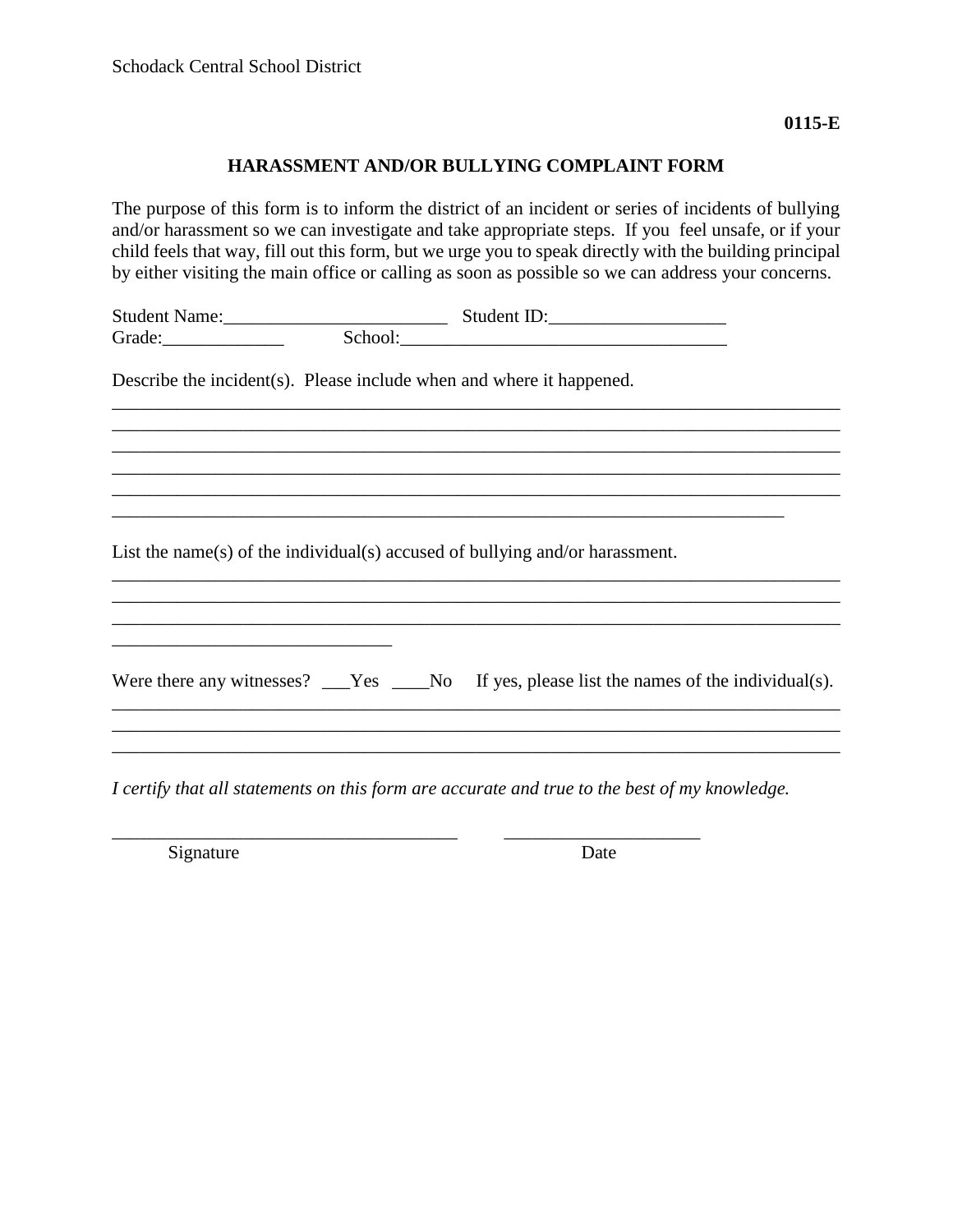Schodack Central School District

**0115-E**

## HARASSMENT AND/OR BULLYING COMPLAINT FORM

The purpose of this form is to inform the district of an incident or series of incidents of bullying and/or harassment so we can investigate and take appropriate steps. If you feel unsafe, or if your child feels that way, fill out this form, but we urge you to speak directly with the building principal by either visiting the main office or calling as soon as possible so we can address your concerns.

Student Name:________________________ Student ID:___________________
Grade:_____________ School:___________________________________

Describe the incident(s). Please include when and where it happened.

_______________________________________________________________________________
_______________________________________________________________________________
_______________________________________________________________________________
_______________________________________________________________________________
_______________________________________________________________________________
_________________________________________________________________________

List the name(s) of the individual(s) accused of bullying and/or harassment.

_______________________________________________________________________________
_______________________________________________________________________________
_______________________________________________________________________________
______________________________

Were there any witnesses? ___Yes ____No If yes, please list the names of the individual(s).

_______________________________________________________________________________
_______________________________________________________________________________
_______________________________________________________________________________

*I certify that all statements on this form are accurate and true to the best of my knowledge.*

_____________________________________ _____________________
Signature Date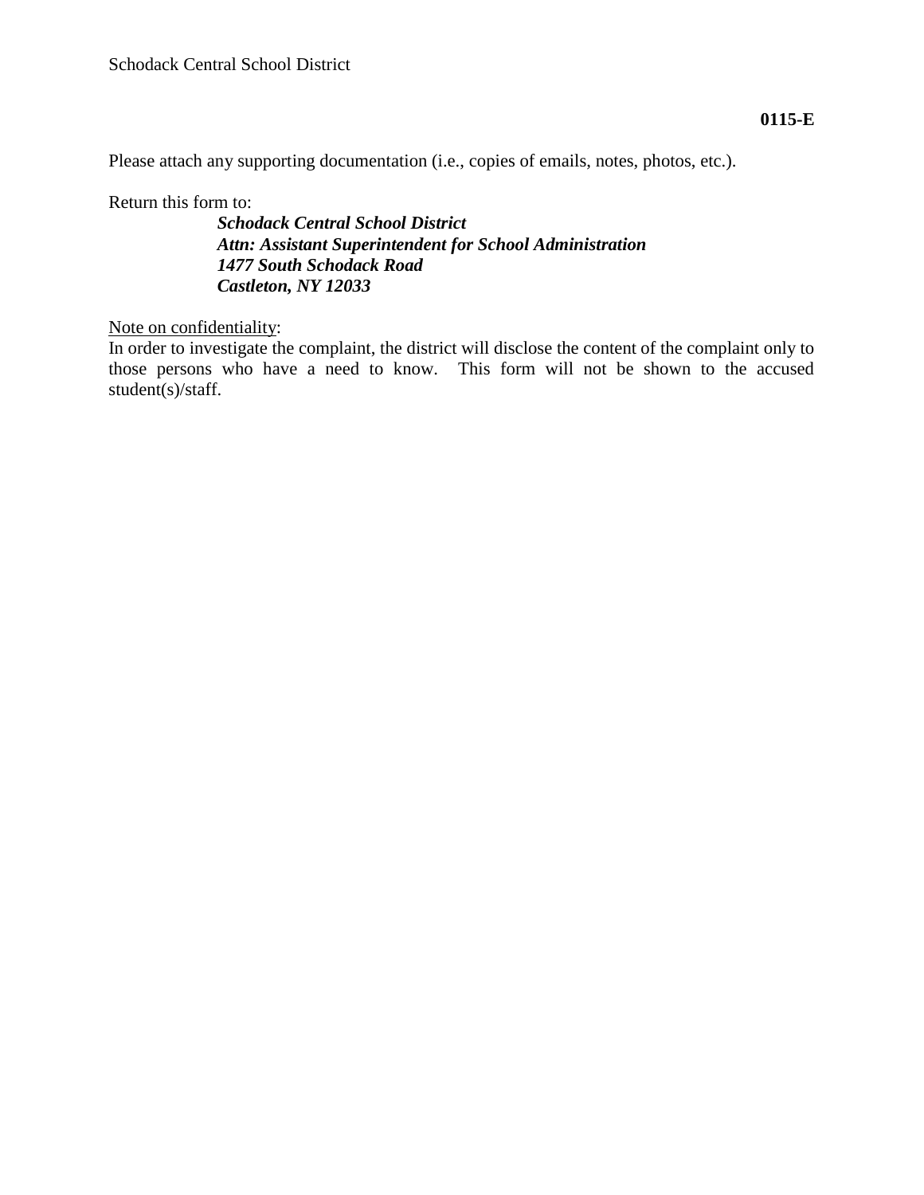**0115-E**

Please attach any supporting documentation (i.e., copies of emails, notes, photos, etc.).

Return this form to:

***Schodack Central School District***
***Attn: Assistant Superintendent for School Administration***
***1477 South Schodack Road***
***Castleton, NY 12033***

<u>Note on confidentiality</u>:
In order to investigate the complaint, the district will disclose the content of the complaint only to those persons who have a need to know. This form will not be shown to the accused student(s)/staff.